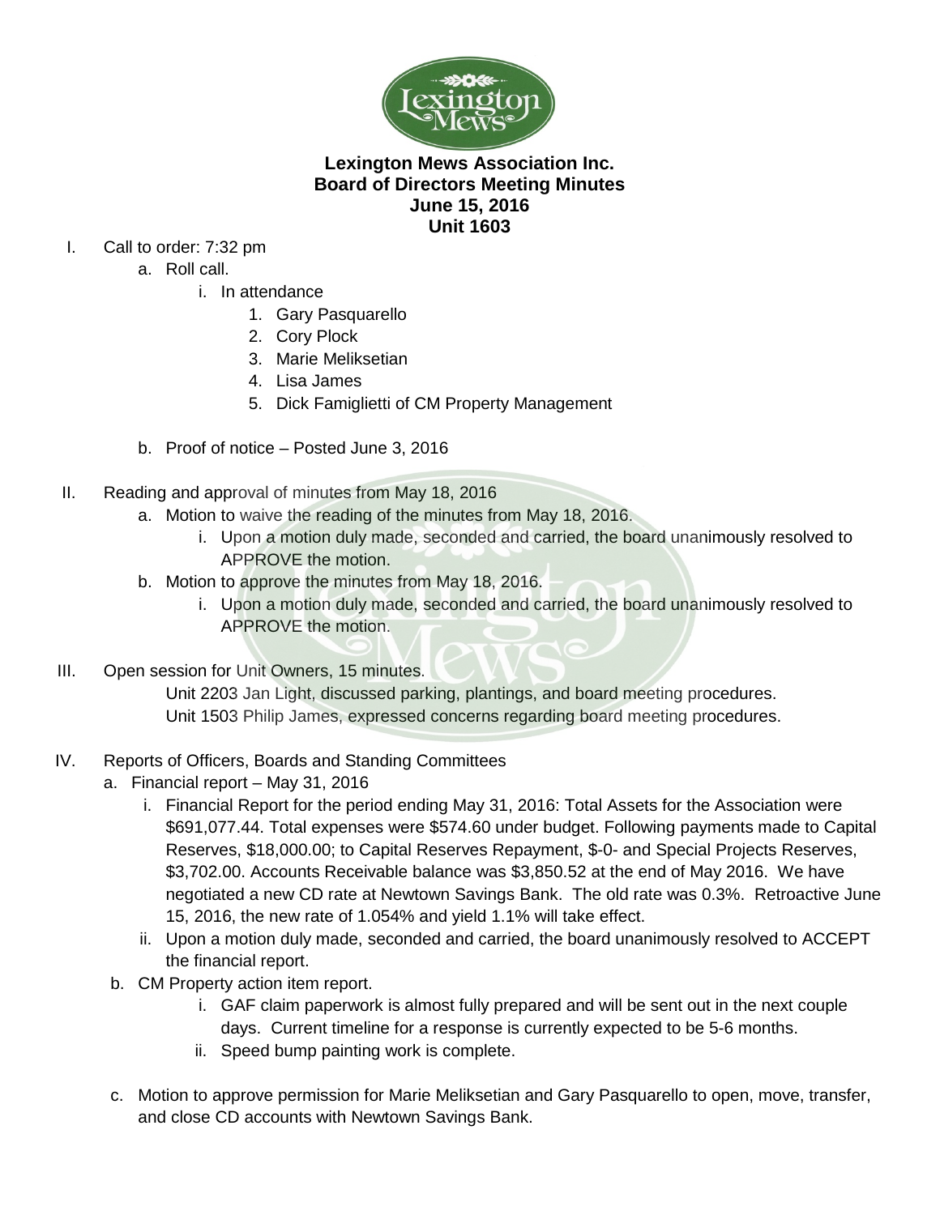**Lexington Mews Association Inc.**
**Board of Directors Meeting Minutes**
**June 15, 2016**
**Unit 1603**

I. Call to order: 7:32 pm
   a. Roll call.
      i. In attendance
         1. Gary Pasquarello
         2. Cory Plock
         3. Marie Meliksetian
         4. Lisa James
         5. Dick Famiglietti of CM Property Management
   b. Proof of notice – Posted June 3, 2016

II. Reading and approval of minutes from May 18, 2016
   a. Motion to waive the reading of the minutes from May 18, 2016.
      i. Upon a motion duly made, seconded and carried, the board unanimously resolved to APPROVE the motion.
   b. Motion to approve the minutes from May 18, 2016.
      i. Upon a motion duly made, seconded and carried, the board unanimously resolved to APPROVE the motion.

III. Open session for Unit Owners, 15 minutes.

Unit 2203 Jan Light, discussed parking, plantings, and board meeting procedures.
Unit 1503 Philip James, expressed concerns regarding board meeting procedures.

IV. Reports of Officers, Boards and Standing Committees
   a. Financial report – May 31, 2016
      i. Financial Report for the period ending May 31, 2016: Total Assets for the Association were $691,077.44. Total expenses were $574.60 under budget. Following payments made to Capital Reserves, $18,000.00; to Capital Reserves Repayment, $-0- and Special Projects Reserves, $3,702.00. Accounts Receivable balance was $3,850.52 at the end of May 2016. We have negotiated a new CD rate at Newtown Savings Bank. The old rate was 0.3%. Retroactive June 15, 2016, the new rate of 1.054% and yield 1.1% will take effect.
      ii. Upon a motion duly made, seconded and carried, the board unanimously resolved to ACCEPT the financial report.
   b. CM Property action item report.
      i. GAF claim paperwork is almost fully prepared and will be sent out in the next couple days. Current timeline for a response is currently expected to be 5-6 months.
      ii. Speed bump painting work is complete.
   c. Motion to approve permission for Marie Meliksetian and Gary Pasquarello to open, move, transfer, and close CD accounts with Newtown Savings Bank.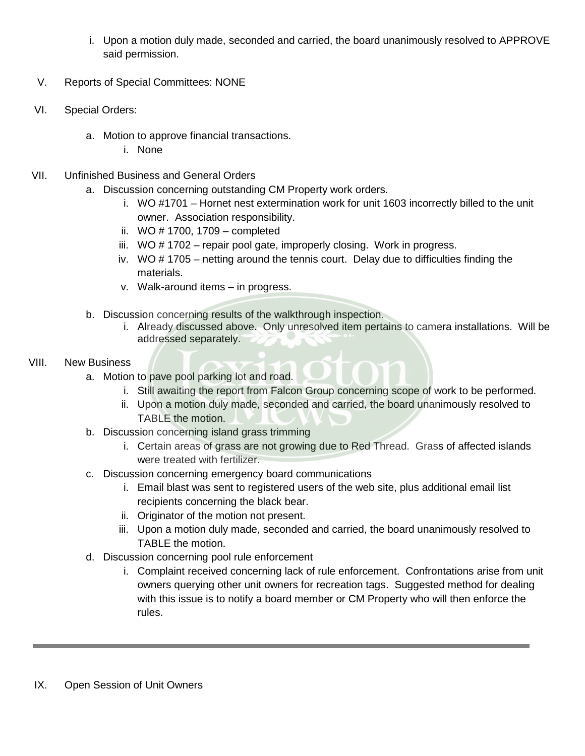i. Upon a motion duly made, seconded and carried, the board unanimously resolved to APPROVE said permission.

V. Reports of Special Committees: NONE

VI. Special Orders:

   a. Motion to approve financial transactions.
      i. None

VII. Unfinished Business and General Orders

   a. Discussion concerning outstanding CM Property work orders.
      i. WO #1701 – Hornet nest extermination work for unit 1603 incorrectly billed to the unit owner. Association responsibility.
      ii. WO # 1700, 1709 – completed
      iii. WO # 1702 – repair pool gate, improperly closing. Work in progress.
      iv. WO # 1705 – netting around the tennis court. Delay due to difficulties finding the materials.
      v. Walk-around items – in progress.

   b. Discussion concerning results of the walkthrough inspection.
      i. Already discussed above. Only unresolved item pertains to camera installations. Will be addressed separately.

VIII. New Business

   a. Motion to pave pool parking lot and road.
      i. Still awaiting the report from Falcon Group concerning scope of work to be performed.
      ii. Upon a motion duly made, seconded and carried, the board unanimously resolved to TABLE the motion.
   b. Discussion concerning island grass trimming
      i. Certain areas of grass are not growing due to Red Thread. Grass of affected islands were treated with fertilizer.
   c. Discussion concerning emergency board communications
      i. Email blast was sent to registered users of the web site, plus additional email list recipients concerning the black bear.
      ii. Originator of the motion not present.
      iii. Upon a motion duly made, seconded and carried, the board unanimously resolved to TABLE the motion.
   d. Discussion concerning pool rule enforcement
      i. Complaint received concerning lack of rule enforcement. Confrontations arise from unit owners querying other unit owners for recreation tags. Suggested method for dealing with this issue is to notify a board member or CM Property who will then enforce the rules.

---

IX. Open Session of Unit Owners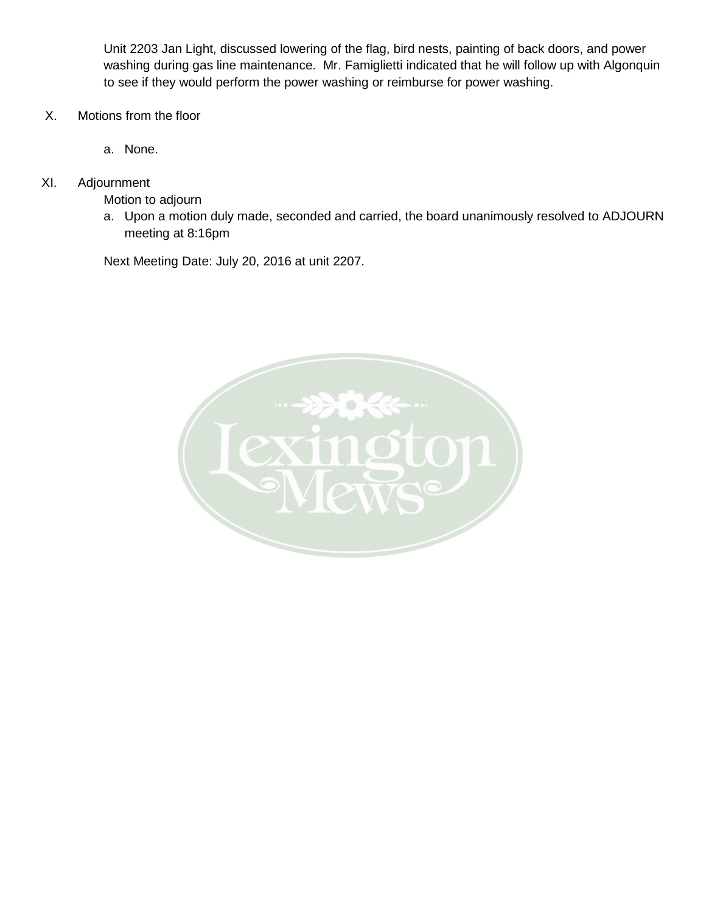Unit 2203 Jan Light, discussed lowering of the flag, bird nests, painting of back doors, and power washing during gas line maintenance. Mr. Famiglietti indicated that he will follow up with Algonquin to see if they would perform the power washing or reimburse for power washing.

X. Motions from the floor

a. None.

XI. Adjournment

Motion to adjourn

a. Upon a motion duly made, seconded and carried, the board unanimously resolved to ADJOURN meeting at 8:16pm

Next Meeting Date: July 20, 2016 at unit 2207.